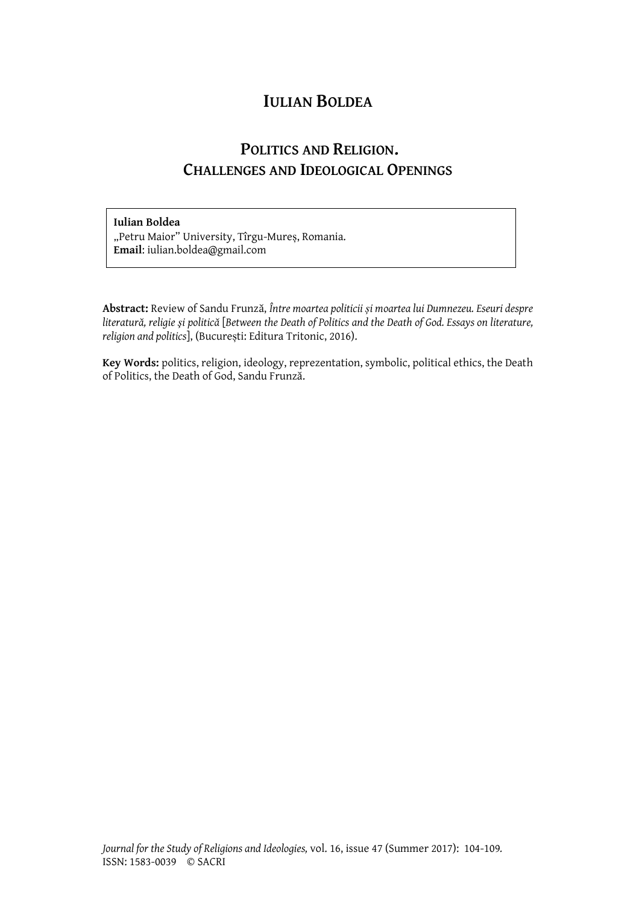# IULIAN BOLDEA

## POLITICS AND RELIGION. CHALLENGES AND IDEOLOGICAL OPENINGS

**Iulian Boldea**
„Petru Maior" University, Tîrgu-Mureș, Romania.
**Email**: iulian.boldea@gmail.com

**Abstract:** Review of Sandu Frunză, *Între moartea politicii și moartea lui Dumnezeu. Eseuri despre literatură, religie și politică* [*Between the Death of Politics and the Death of God. Essays on literature, religion and politics*], (București: Editura Tritonic, 2016).

**Key Words:** politics, religion, ideology, reprezentation, symbolic, political ethics, the Death of Politics, the Death of God, Sandu Frunză.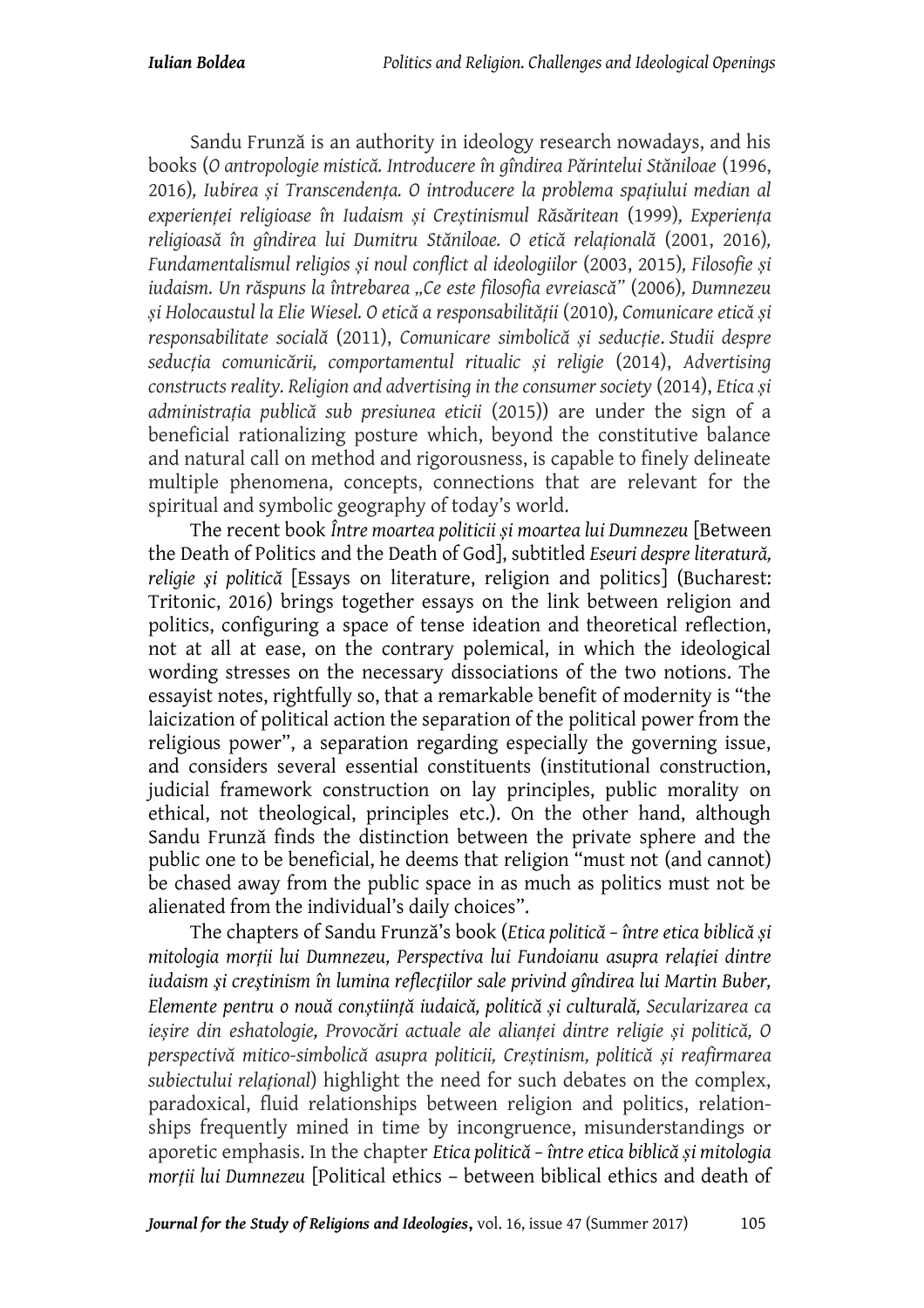Sandu Frunză is an authority in ideology research nowadays, and his books (*O antropologie mistică. Introducere în gîndirea Părintelui Stăniloae* (1996, 2016), *Iubirea și Transcendența. O introducere la problema spațiului median al experienței religioase în Iudaism și Creștinismul Răsăritean* (1999), *Experiența religioasă în gîndirea lui Dumitru Stăniloae. O etică relațională* (2001, 2016), *Fundamentalismul religios și noul conflict al ideologiilor* (2003, 2015), *Filosofie și iudaism. Un răspuns la întrebarea „Ce este filosofia evreiască"* (2006), *Dumnezeu și Holocaustul la Elie Wiesel. O etică a responsabilității* (2010), *Comunicare etică și responsabilitate socială* (2011), *Comunicare simbolică și seducție. Studii despre seducția comunicării, comportamentul ritualic și religie* (2014), *Advertising constructs reality. Religion and advertising in the consumer society* (2014), *Etica și administrația publică sub presiunea eticii* (2015)) are under the sign of a beneficial rationalizing posture which, beyond the constitutive balance and natural call on method and rigorousness, is capable to finely delineate multiple phenomena, concepts, connections that are relevant for the spiritual and symbolic geography of today's world.

The recent book *Între moartea politicii și moartea lui Dumnezeu* [Between the Death of Politics and the Death of God], subtitled *Eseuri despre literatură, religie și politică* [Essays on literature, religion and politics] (Bucharest: Tritonic, 2016) brings together essays on the link between religion and politics, configuring a space of tense ideation and theoretical reflection, not at all at ease, on the contrary polemical, in which the ideological wording stresses on the necessary dissociations of the two notions. The essayist notes, rightfully so, that a remarkable benefit of modernity is "the laicization of political action the separation of the political power from the religious power", a separation regarding especially the governing issue, and considers several essential constituents (institutional construction, judicial framework construction on lay principles, public morality on ethical, not theological, principles etc.). On the other hand, although Sandu Frunză finds the distinction between the private sphere and the public one to be beneficial, he deems that religion "must not (and cannot) be chased away from the public space in as much as politics must not be alienated from the individual's daily choices".

The chapters of Sandu Frunză's book (*Etica politică – între etica biblică și mitologia morții lui Dumnezeu, Perspectiva lui Fundoianu asupra relației dintre iudaism şi creştinism în lumina reflecţiilor sale privind gîndirea lui Martin Buber, Elemente pentru o nouă conștiință iudaică, politică și culturală, Secularizarea ca ieșire din eshatologie, Provocări actuale ale alianței dintre religie și politică, O perspectivă mitico-simbolică asupra politicii, Creștinism, politică și reafirmarea subiectului relațional*) highlight the need for such debates on the complex, paradoxical, fluid relationships between religion and politics, relationships frequently mined in time by incongruence, misunderstandings or aporetic emphasis. In the chapter *Etica politică – între etica biblică și mitologia morții lui Dumnezeu* [Political ethics – between biblical ethics and death of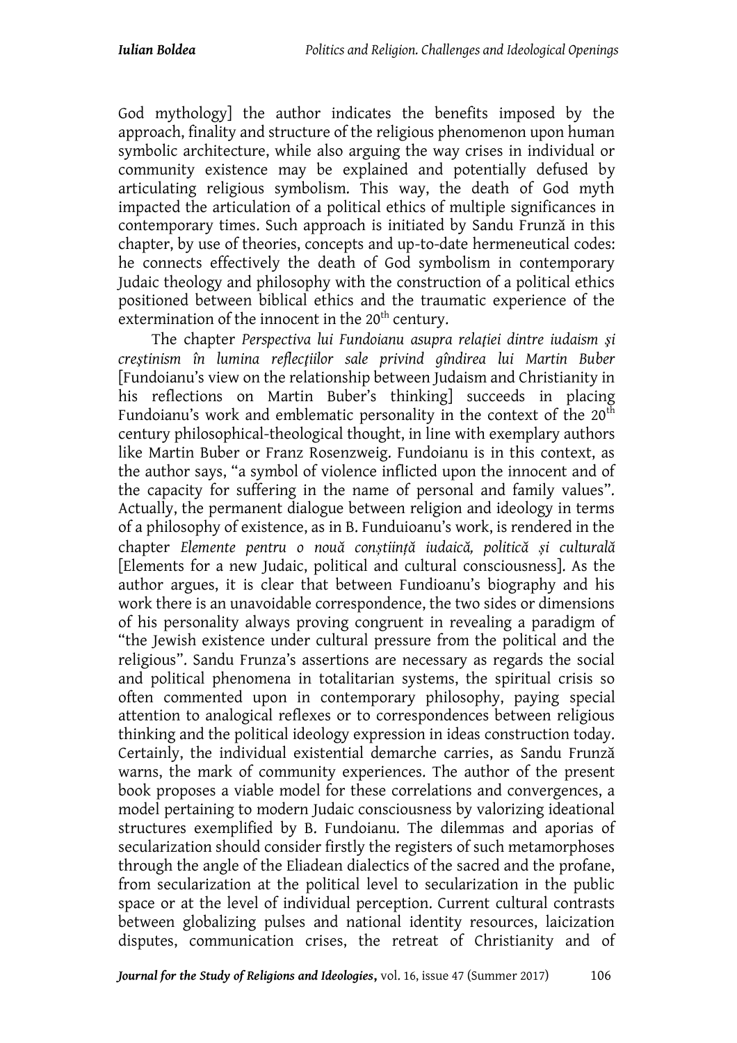God mythology] the author indicates the benefits imposed by the approach, finality and structure of the religious phenomenon upon human symbolic architecture, while also arguing the way crises in individual or community existence may be explained and potentially defused by articulating religious symbolism. This way, the death of God myth impacted the articulation of a political ethics of multiple significances in contemporary times. Such approach is initiated by Sandu Frunză in this chapter, by use of theories, concepts and up-to-date hermeneutical codes: he connects effectively the death of God symbolism in contemporary Judaic theology and philosophy with the construction of a political ethics positioned between biblical ethics and the traumatic experience of the extermination of the innocent in the 20th century.

The chapter *Perspectiva lui Fundoianu asupra relației dintre iudaism și creștinism în lumina reflecțiilor sale privind gîndirea lui Martin Buber* [Fundoianu's view on the relationship between Judaism and Christianity in his reflections on Martin Buber's thinking] succeeds in placing Fundoianu's work and emblematic personality in the context of the 20th century philosophical-theological thought, in line with exemplary authors like Martin Buber or Franz Rosenzweig. Fundoianu is in this context, as the author says, "a symbol of violence inflicted upon the innocent and of the capacity for suffering in the name of personal and family values". Actually, the permanent dialogue between religion and ideology in terms of a philosophy of existence, as in B. Funduioanu's work, is rendered in the chapter *Elemente pentru o nouă conștiință iudaică, politică și culturală* [Elements for a new Judaic, political and cultural consciousness]. As the author argues, it is clear that between Fundioanu's biography and his work there is an unavoidable correspondence, the two sides or dimensions of his personality always proving congruent in revealing a paradigm of "the Jewish existence under cultural pressure from the political and the religious". Sandu Frunza's assertions are necessary as regards the social and political phenomena in totalitarian systems, the spiritual crisis so often commented upon in contemporary philosophy, paying special attention to analogical reflexes or to correspondences between religious thinking and the political ideology expression in ideas construction today. Certainly, the individual existential demarche carries, as Sandu Frunză warns, the mark of community experiences. The author of the present book proposes a viable model for these correlations and convergences, a model pertaining to modern Judaic consciousness by valorizing ideational structures exemplified by B. Fundoianu. The dilemmas and aporias of secularization should consider firstly the registers of such metamorphoses through the angle of the Eliadean dialectics of the sacred and the profane, from secularization at the political level to secularization in the public space or at the level of individual perception. Current cultural contrasts between globalizing pulses and national identity resources, laicization disputes, communication crises, the retreat of Christianity and of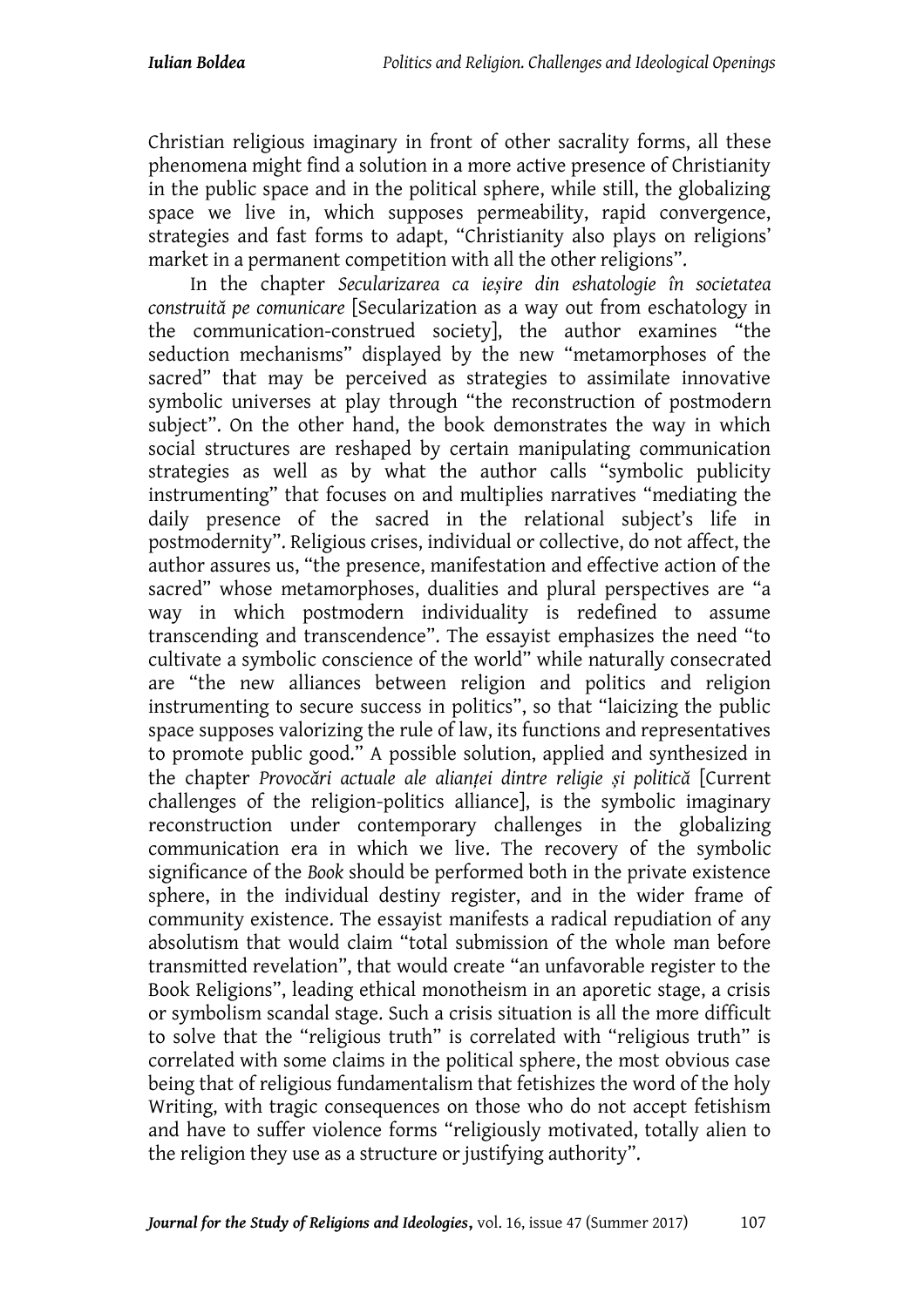Christian religious imaginary in front of other sacrality forms, all these phenomena might find a solution in a more active presence of Christianity in the public space and in the political sphere, while still, the globalizing space we live in, which supposes permeability, rapid convergence, strategies and fast forms to adapt, "Christianity also plays on religions' market in a permanent competition with all the other religions".

In the chapter *Secularizarea ca ieșire din eshatologie în societatea construită pe comunicare* [Secularization as a way out from eschatology in the communication-construed society], the author examines "the seduction mechanisms" displayed by the new "metamorphoses of the sacred" that may be perceived as strategies to assimilate innovative symbolic universes at play through "the reconstruction of postmodern subject". On the other hand, the book demonstrates the way in which social structures are reshaped by certain manipulating communication strategies as well as by what the author calls "symbolic publicity instrumenting" that focuses on and multiplies narratives "mediating the daily presence of the sacred in the relational subject's life in postmodernity". Religious crises, individual or collective, do not affect, the author assures us, "the presence, manifestation and effective action of the sacred" whose metamorphoses, dualities and plural perspectives are "a way in which postmodern individuality is redefined to assume transcending and transcendence". The essayist emphasizes the need "to cultivate a symbolic conscience of the world" while naturally consecrated are "the new alliances between religion and politics and religion instrumenting to secure success in politics", so that "laicizing the public space supposes valorizing the rule of law, its functions and representatives to promote public good." A possible solution, applied and synthesized in the chapter *Provocări actuale ale alianței dintre religie și politică* [Current challenges of the religion-politics alliance], is the symbolic imaginary reconstruction under contemporary challenges in the globalizing communication era in which we live. The recovery of the symbolic significance of the *Book* should be performed both in the private existence sphere, in the individual destiny register, and in the wider frame of community existence. The essayist manifests a radical repudiation of any absolutism that would claim "total submission of the whole man before transmitted revelation", that would create "an unfavorable register to the Book Religions", leading ethical monotheism in an aporetic stage, a crisis or symbolism scandal stage. Such a crisis situation is all the more difficult to solve that the "religious truth" is correlated with "religious truth" is correlated with some claims in the political sphere, the most obvious case being that of religious fundamentalism that fetishizes the word of the holy Writing, with tragic consequences on those who do not accept fetishism and have to suffer violence forms "religiously motivated, totally alien to the religion they use as a structure or justifying authority".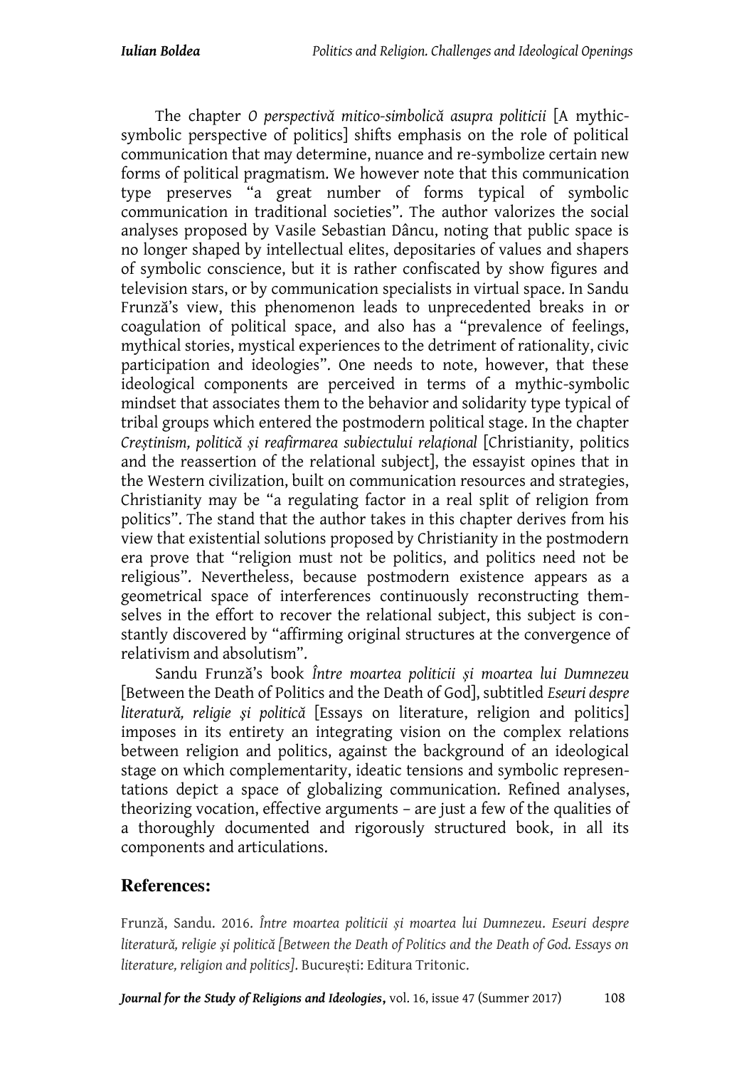The chapter *O perspectivă mitico-simbolică asupra politicii* [A mythic-symbolic perspective of politics] shifts emphasis on the role of political communication that may determine, nuance and re-symbolize certain new forms of political pragmatism. We however note that this communication type preserves "a great number of forms typical of symbolic communication in traditional societies". The author valorizes the social analyses proposed by Vasile Sebastian Dâncu, noting that public space is no longer shaped by intellectual elites, depositaries of values and shapers of symbolic conscience, but it is rather confiscated by show figures and television stars, or by communication specialists in virtual space. In Sandu Frunză's view, this phenomenon leads to unprecedented breaks in or coagulation of political space, and also has a "prevalence of feelings, mythical stories, mystical experiences to the detriment of rationality, civic participation and ideologies". One needs to note, however, that these ideological components are perceived in terms of a mythic-symbolic mindset that associates them to the behavior and solidarity type typical of tribal groups which entered the postmodern political stage. In the chapter *Creștinism, politică și reafirmarea subiectului relațional* [Christianity, politics and the reassertion of the relational subject], the essayist opines that in the Western civilization, built on communication resources and strategies, Christianity may be "a regulating factor in a real split of religion from politics". The stand that the author takes in this chapter derives from his view that existential solutions proposed by Christianity in the postmodern era prove that "religion must not be politics, and politics need not be religious". Nevertheless, because postmodern existence appears as a geometrical space of interferences continuously reconstructing themselves in the effort to recover the relational subject, this subject is constantly discovered by "affirming original structures at the convergence of relativism and absolutism".

Sandu Frunză's book *Între moartea politicii și moartea lui Dumnezeu* [Between the Death of Politics and the Death of God], subtitled *Eseuri despre literatură, religie și politică* [Essays on literature, religion and politics] imposes in its entirety an integrating vision on the complex relations between religion and politics, against the background of an ideological stage on which complementarity, ideatic tensions and symbolic representations depict a space of globalizing communication. Refined analyses, theorizing vocation, effective arguments – are just a few of the qualities of a thoroughly documented and rigorously structured book, in all its components and articulations.

## References:

Frunză, Sandu. 2016. *Între moartea politicii și moartea lui Dumnezeu. Eseuri despre literatură, religie și politică [Between the Death of Politics and the Death of God. Essays on literature, religion and politics]*. București: Editura Tritonic.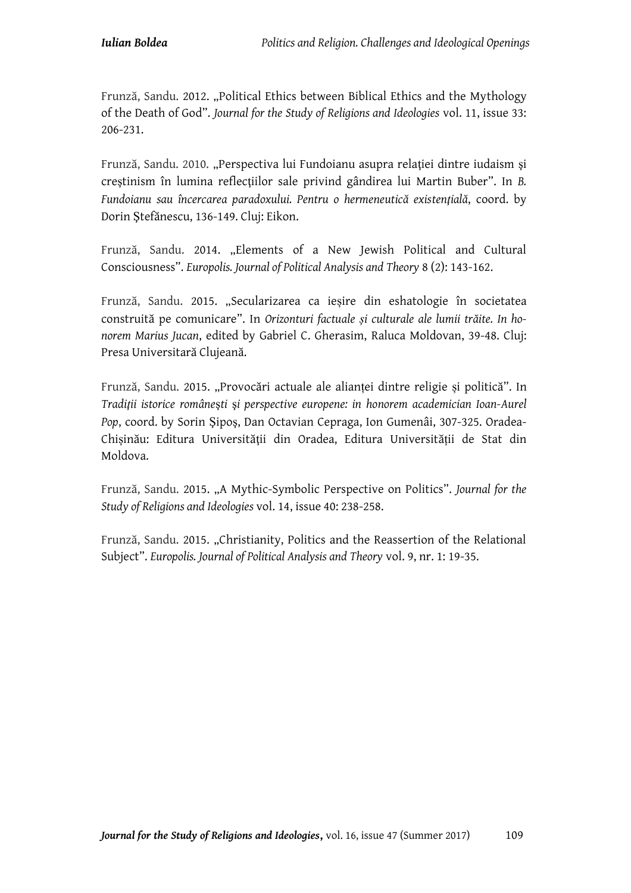Frunză, Sandu. 2012. „Political Ethics between Biblical Ethics and the Mythology of the Death of God". *Journal for the Study of Religions and Ideologies* vol. 11, issue 33: 206-231.

Frunză, Sandu. 2010. „Perspectiva lui Fundoianu asupra relației dintre iudaism și creștinism în lumina reflecțiilor sale privind gândirea lui Martin Buber". In *B. Fundoianu sau încercarea paradoxului. Pentru o hermeneutică existențială*, coord. by Dorin Ștefănescu, 136-149. Cluj: Eikon.

Frunză, Sandu. 2014. „Elements of a New Jewish Political and Cultural Consciousness". *Europolis. Journal of Political Analysis and Theory* 8 (2): 143-162.

Frunză, Sandu. 2015. „Secularizarea ca ieșire din eshatologie în societatea construită pe comunicare". In *Orizonturi factuale și culturale ale lumii trăite. In honorem Marius Jucan*, edited by Gabriel C. Gherasim, Raluca Moldovan, 39-48. Cluj: Presa Universitară Clujeană.

Frunză, Sandu. 2015. „Provocări actuale ale alianței dintre religie și politică". In *Tradiții istorice românești și perspective europene: in honorem academician Ioan-Aurel Pop*, coord. by Sorin Șipoș, Dan Octavian Cepraga, Ion Gumenâi, 307-325. Oradea-Chișinău: Editura Universității din Oradea, Editura Universității de Stat din Moldova.

Frunză, Sandu. 2015. „A Mythic-Symbolic Perspective on Politics". *Journal for the Study of Religions and Ideologies* vol. 14, issue 40: 238-258.

Frunză, Sandu. 2015. „Christianity, Politics and the Reassertion of the Relational Subject". *Europolis. Journal of Political Analysis and Theory* vol. 9, nr. 1: 19-35.